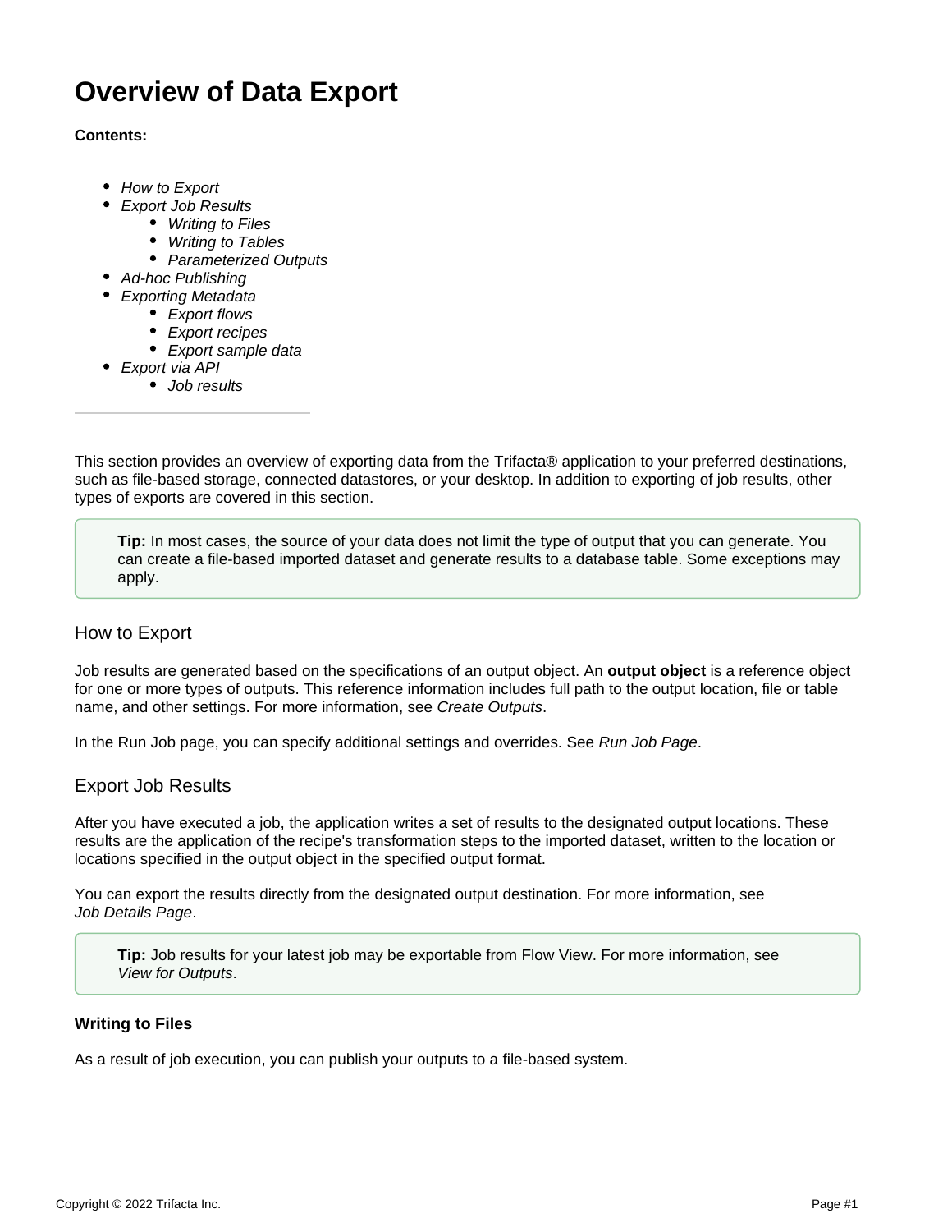# Overview of Data Export

**Contents:**

- *How to Export*
- *Export Job Results*
    - *Writing to Files*
    - *Writing to Tables*
    - *Parameterized Outputs*
- *Ad-hoc Publishing*
- *Exporting Metadata*
    - *Export flows*
    - *Export recipes*
    - *Export sample data*
- *Export via API*
    - *Job results*

---

This section provides an overview of exporting data from the Trifacta® application to your preferred destinations, such as file-based storage, connected datastores, or your desktop. In addition to exporting of job results, other types of exports are covered in this section.

> **Tip:** In most cases, the source of your data does not limit the type of output that you can generate. You can create a file-based imported dataset and generate results to a database table. Some exceptions may apply.

## How to Export

Job results are generated based on the specifications of an output object. An **output object** is a reference object for one or more types of outputs. This reference information includes full path to the output location, file or table name, and other settings. For more information, see *Create Outputs*.

In the Run Job page, you can specify additional settings and overrides. See *Run Job Page*.

## Export Job Results

After you have executed a job, the application writes a set of results to the designated output locations. These results are the application of the recipe's transformation steps to the imported dataset, written to the location or locations specified in the output object in the specified output format.

You can export the results directly from the designated output destination. For more information, see *Job Details Page*.

> **Tip:** Job results for your latest job may be exportable from Flow View. For more information, see *View for Outputs*.

### Writing to Files

As a result of job execution, you can publish your outputs to a file-based system.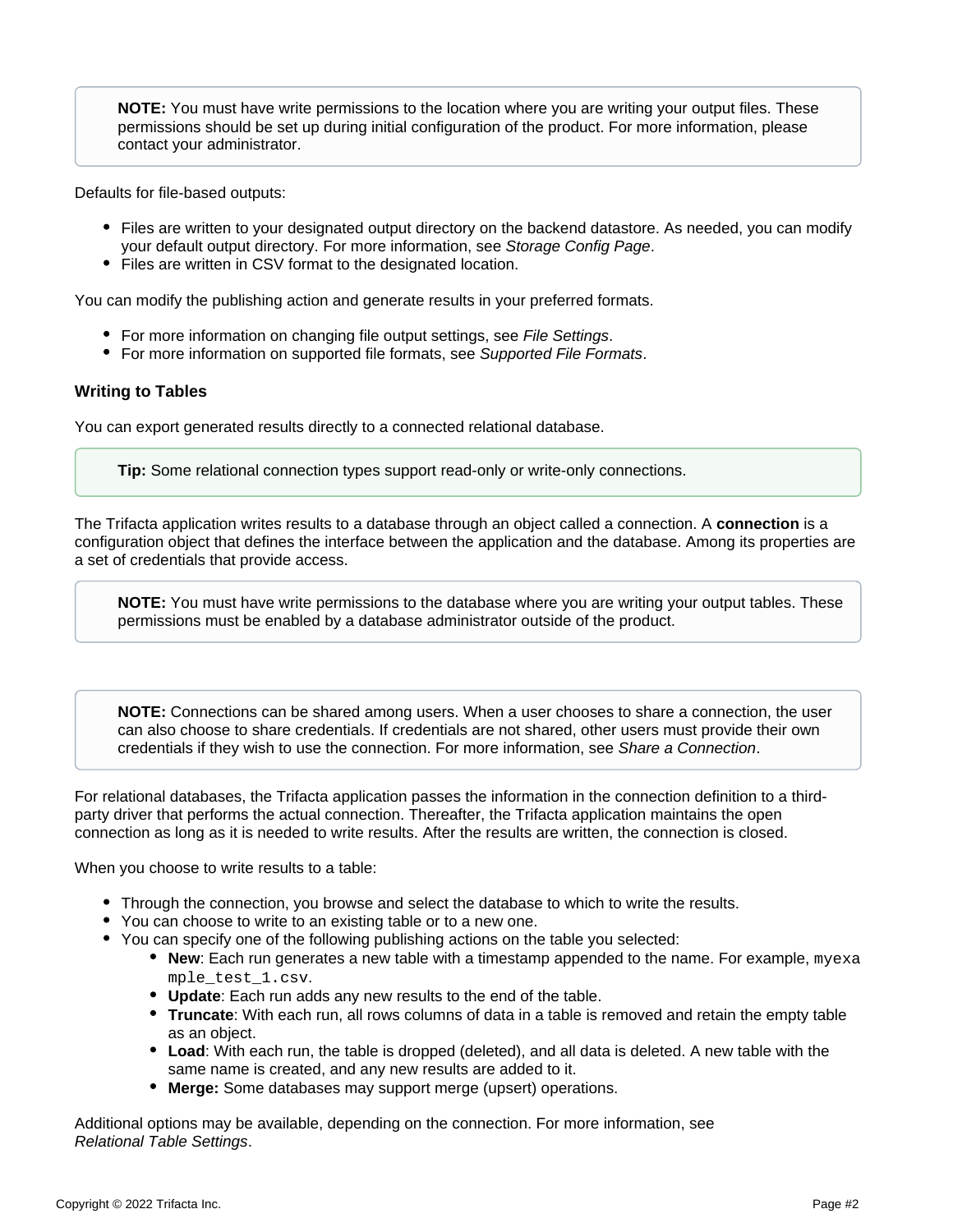> **NOTE:** You must have write permissions to the location where you are writing your output files. These permissions should be set up during initial configuration of the product. For more information, please contact your administrator.

Defaults for file-based outputs:

- Files are written to your designated output directory on the backend datastore. As needed, you can modify your default output directory. For more information, see *Storage Config Page*.
- Files are written in CSV format to the designated location.

You can modify the publishing action and generate results in your preferred formats.

- For more information on changing file output settings, see *File Settings*.
- For more information on supported file formats, see *Supported File Formats*.

### Writing to Tables

You can export generated results directly to a connected relational database.

> **Tip:** Some relational connection types support read-only or write-only connections.

The Trifacta application writes results to a database through an object called a connection. A **connection** is a configuration object that defines the interface between the application and the database. Among its properties are a set of credentials that provide access.

> **NOTE:** You must have write permissions to the database where you are writing your output tables. These permissions must be enabled by a database administrator outside of the product.

> **NOTE:** Connections can be shared among users. When a user chooses to share a connection, the user can also choose to share credentials. If credentials are not shared, other users must provide their own credentials if they wish to use the connection. For more information, see *Share a Connection*.

For relational databases, the Trifacta application passes the information in the connection definition to a third-party driver that performs the actual connection. Thereafter, the Trifacta application maintains the open connection as long as it is needed to write results. After the results are written, the connection is closed.

When you choose to write results to a table:

- Through the connection, you browse and select the database to which to write the results.
- You can choose to write to an existing table or to a new one.
- You can specify one of the following publishing actions on the table you selected:
  - **New**: Each run generates a new table with a timestamp appended to the name. For example, `myexample_test_1.csv`.
  - **Update**: Each run adds any new results to the end of the table.
  - **Truncate**: With each run, all rows columns of data in a table is removed and retain the empty table as an object.
  - **Load**: With each run, the table is dropped (deleted), and all data is deleted. A new table with the same name is created, and any new results are added to it.
  - **Merge:** Some databases may support merge (upsert) operations.

Additional options may be available, depending on the connection. For more information, see *Relational Table Settings*.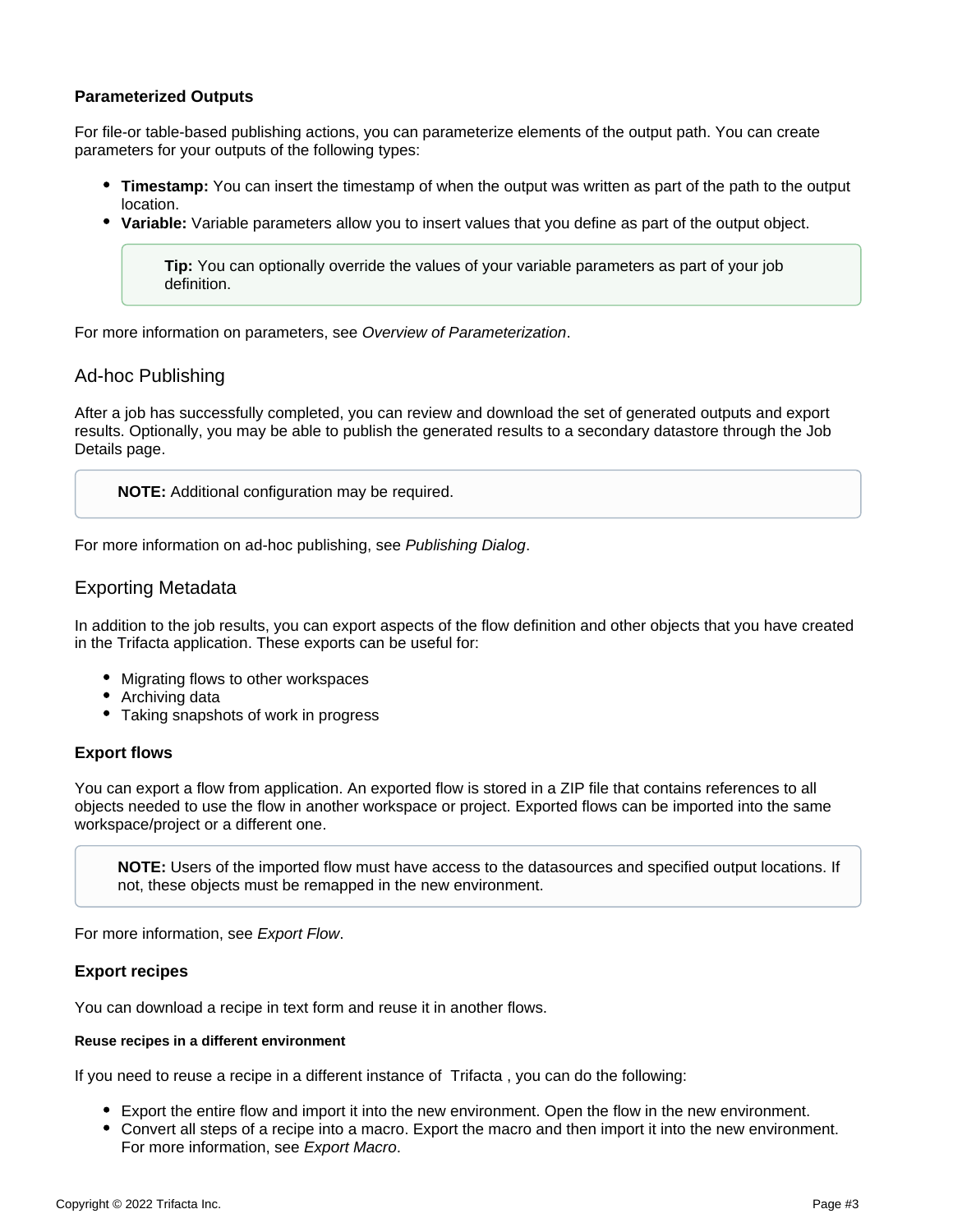#### Parameterized Outputs

For file-or table-based publishing actions, you can parameterize elements of the output path. You can create parameters for your outputs of the following types:

- **Timestamp:** You can insert the timestamp of when the output was written as part of the path to the output location.
- **Variable:** Variable parameters allow you to insert values that you define as part of the output object.

> **Tip:** You can optionally override the values of your variable parameters as part of your job definition.

For more information on parameters, see *Overview of Parameterization*.

### Ad-hoc Publishing

After a job has successfully completed, you can review and download the set of generated outputs and export results. Optionally, you may be able to publish the generated results to a secondary datastore through the Job Details page.

> **NOTE:** Additional configuration may be required.

For more information on ad-hoc publishing, see *Publishing Dialog*.

### Exporting Metadata

In addition to the job results, you can export aspects of the flow definition and other objects that you have created in the Trifacta application. These exports can be useful for:

- Migrating flows to other workspaces
- Archiving data
- Taking snapshots of work in progress

#### Export flows

You can export a flow from application. An exported flow is stored in a ZIP file that contains references to all objects needed to use the flow in another workspace or project. Exported flows can be imported into the same workspace/project or a different one.

> **NOTE:** Users of the imported flow must have access to the datasources and specified output locations. If not, these objects must be remapped in the new environment.

For more information, see *Export Flow*.

#### Export recipes

You can download a recipe in text form and reuse it in another flows.

##### Reuse recipes in a different environment

If you need to reuse a recipe in a different instance of Trifacta , you can do the following:

- Export the entire flow and import it into the new environment. Open the flow in the new environment.
- Convert all steps of a recipe into a macro. Export the macro and then import it into the new environment. For more information, see *Export Macro*.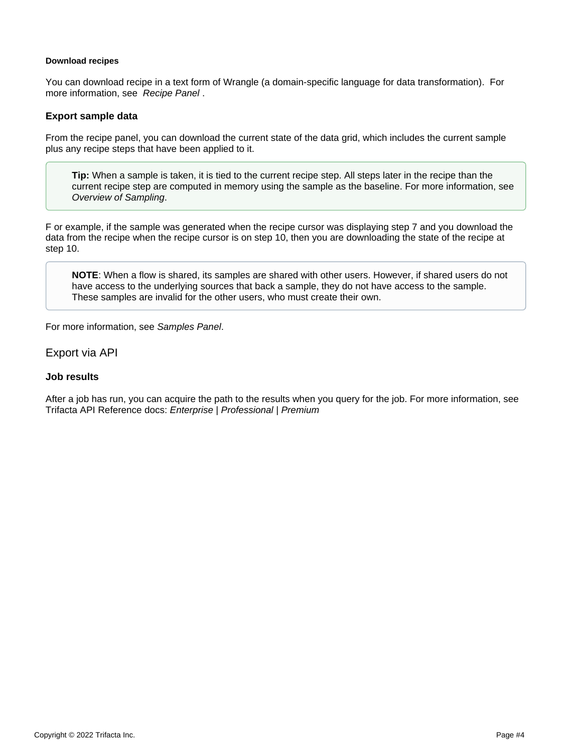#### Download recipes

You can download recipe in a text form of Wrangle (a domain-specific language for data transformation).  For more information, see  *Recipe Panel* .

### Export sample data

From the recipe panel, you can download the current state of the data grid, which includes the current sample plus any recipe steps that have been applied to it.

> **Tip:** When a sample is taken, it is tied to the current recipe step. All steps later in the recipe than the current recipe step are computed in memory using the sample as the baseline. For more information, see *Overview of Sampling*.

F or example, if the sample was generated when the recipe cursor was displaying step 7 and you download the data from the recipe when the recipe cursor is on step 10, then you are downloading the state of the recipe at step 10.

> **NOTE**: When a flow is shared, its samples are shared with other users. However, if shared users do not have access to the underlying sources that back a sample, they do not have access to the sample. These samples are invalid for the other users, who must create their own.

For more information, see *Samples Panel*.

## Export via API

### Job results

After a job has run, you can acquire the path to the results when you query for the job. For more information, see Trifacta API Reference docs: *Enterprise* | *Professional* | *Premium*